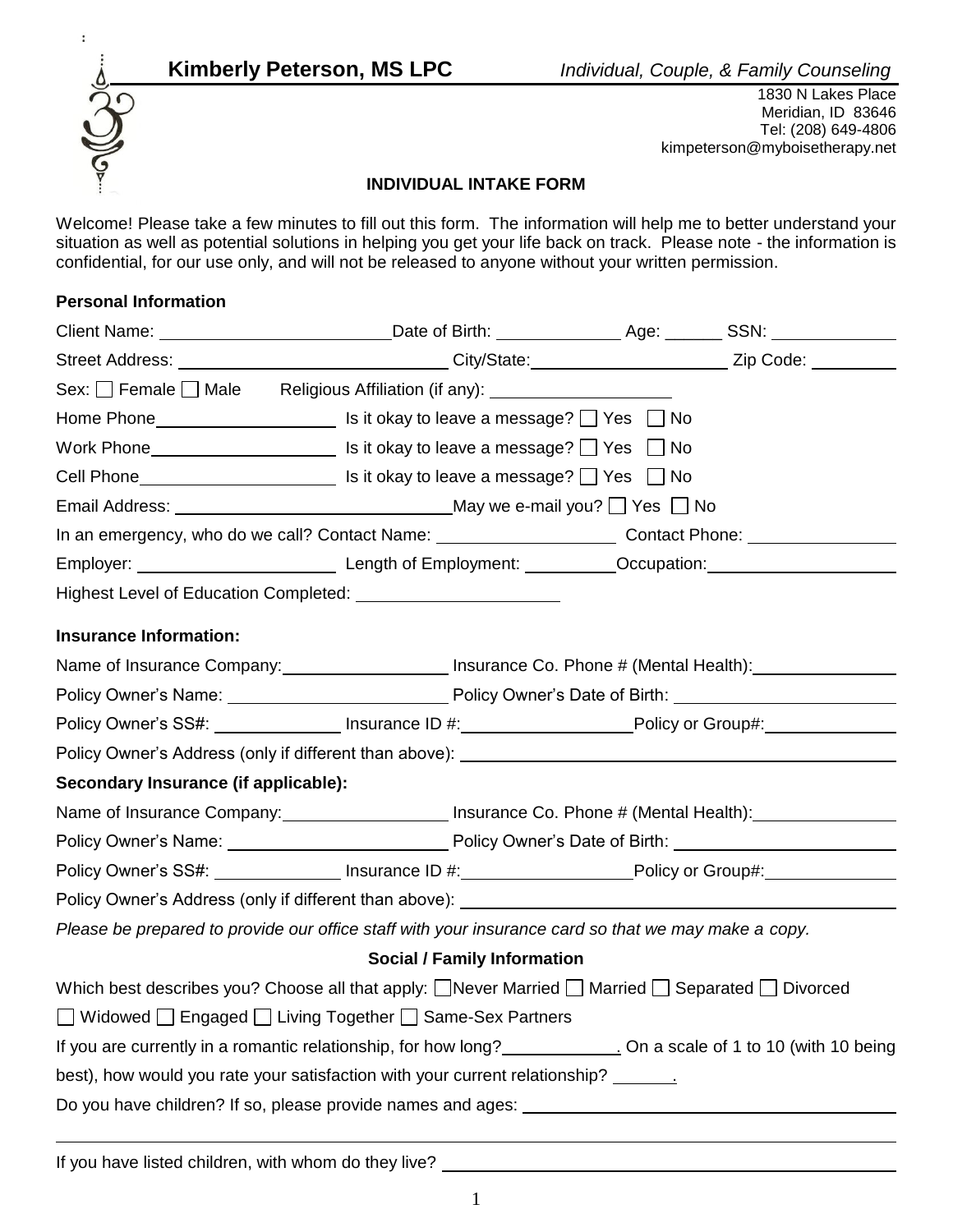**Kimberly Peterson, MS LPC** *Individual, Couple, & Family Counseling*

1830 N Lakes Place
Meridian, ID 83646
Tel: (208) 649-4806
kimpeterson@myboisetherapy.net

## INDIVIDUAL INTAKE FORM

Welcome! Please take a few minutes to fill out this form. The information will help me to better understand your situation as well as potential solutions in helping you get your life back on track. Please note - the information is confidential, for our use only, and will not be released to anyone without your written permission.

### Personal Information

Client Name: ______________________ Date of Birth: ____________ Age: ______ SSN: ____________

Street Address: __________________________ City/State: ____________________ Zip Code: ________

Sex: ☐ Female ☐ Male Religious Affiliation (if any): __________________

Home Phone__________________ Is it okay to leave a message? ☐ Yes ☐ No

Work Phone__________________ Is it okay to leave a message? ☐ Yes ☐ No

Cell Phone___________________ Is it okay to leave a message? ☐ Yes ☐ No

Email Address: ___________________________ May we e-mail you? ☐ Yes ☐ No

In an emergency, who do we call? Contact Name: __________________ Contact Phone: ______________

Employer: ____________________ Length of Employment: _________ Occupation: __________________

Highest Level of Education Completed: ____________________

### Insurance Information:

Name of Insurance Company: ________________ Insurance Co. Phone # (Mental Health): ______________

Policy Owner's Name: ______________________ Policy Owner's Date of Birth: ______________________

Policy Owner's SS#: ____________ Insurance ID #: ________________ Policy or Group#: _____________

Policy Owner's Address (only if different than above): ____________________________________________

### Secondary Insurance (if applicable):

Name of Insurance Company: ________________ Insurance Co. Phone # (Mental Health): ______________

Policy Owner's Name: ______________________ Policy Owner's Date of Birth: ______________________

Policy Owner's SS#: ____________ Insurance ID #: ________________ Policy or Group#: _____________

Policy Owner's Address (only if different than above): ____________________________________________

*Please be prepared to provide our office staff with your insurance card so that we may make a copy.*

### Social / Family Information

Which best describes you? Choose all that apply: ☐ Never Married ☐ Married ☐ Separated ☐ Divorced

☐ Widowed ☐ Engaged ☐ Living Together ☐ Same-Sex Partners

If you are currently in a romantic relationship, for how long?____________. On a scale of 1 to 10 (with 10 being best), how would you rate your satisfaction with your current relationship? ______.

Do you have children? If so, please provide names and ages: ______________________________________

______________________________________________________________________________

If you have listed children, with whom do they live? ______________________________________________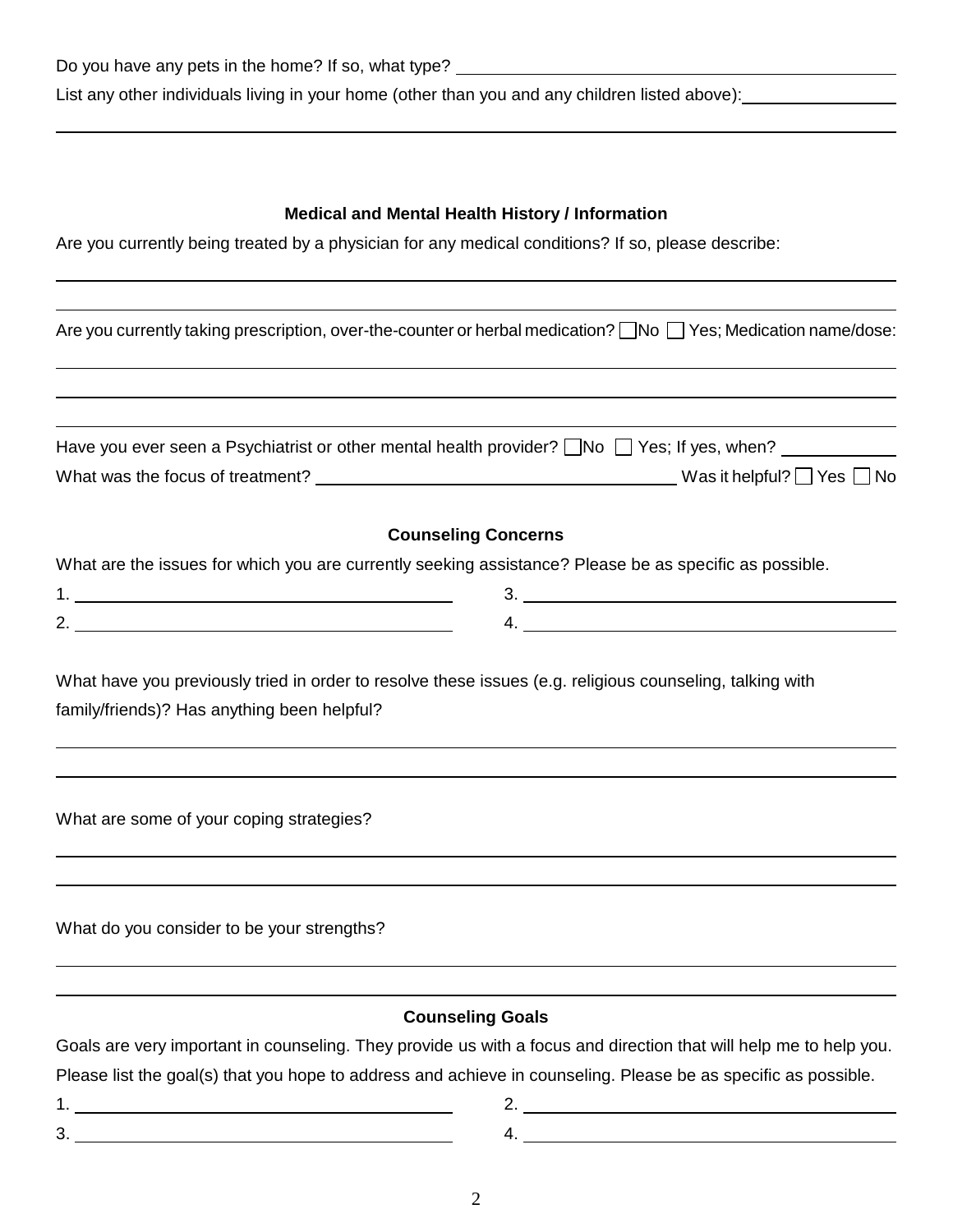Do you have any pets in the home? If so, what type? ____________________

List any other individuals living in your home (other than you and any children listed above): ____________________

____________________

## Medical and Mental Health History / Information

Are you currently being treated by a physician for any medical conditions? If so, please describe:

____________________

____________________

Are you currently taking prescription, over-the-counter or herbal medication? ☐ No ☐ Yes; Medication name/dose:

____________________

____________________

____________________

Have you ever seen a Psychiatrist or other mental health provider? ☐ No ☐ Yes; If yes, when? ____________

What was the focus of treatment? ____________________ Was it helpful? ☐ Yes ☐ No

## Counseling Concerns

What are the issues for which you are currently seeking assistance? Please be as specific as possible.

1. ____________________
2. ____________________
3. ____________________
4. ____________________

What have you previously tried in order to resolve these issues (e.g. religious counseling, talking with family/friends)? Has anything been helpful?

____________________

____________________

What are some of your coping strategies?

____________________

____________________

What do you consider to be your strengths?

____________________

____________________

## Counseling Goals

Goals are very important in counseling. They provide us with a focus and direction that will help me to help you. Please list the goal(s) that you hope to address and achieve in counseling. Please be as specific as possible.

1. ____________________
2. ____________________
3. ____________________
4. ____________________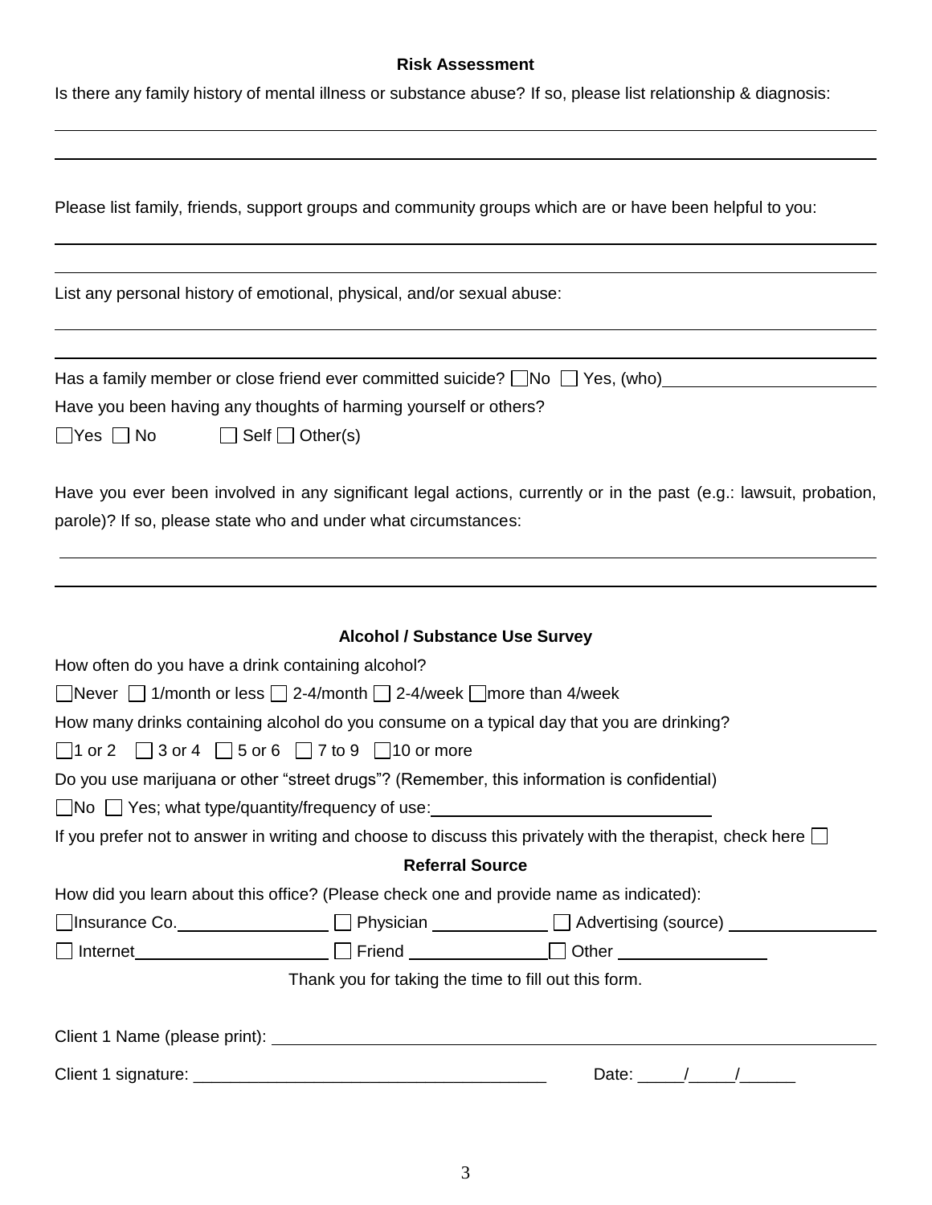### Risk Assessment

Is there any family history of mental illness or substance abuse? If so, please list relationship & diagnosis:

___

___

Please list family, friends, support groups and community groups which are or have been helpful to you:

___

___

List any personal history of emotional, physical, and/or sexual abuse:

___

___

Has a family member or close friend ever committed suicide? ☐ No ☐ Yes, (who)___

Have you been having any thoughts of harming yourself or others?

☐ Yes ☐ No ☐ Self ☐ Other(s)

Have you ever been involved in any significant legal actions, currently or in the past (e.g.: lawsuit, probation, parole)? If so, please state who and under what circumstances:

___

___

### Alcohol / Substance Use Survey

How often do you have a drink containing alcohol?

☐ Never ☐ 1/month or less ☐ 2-4/month ☐ 2-4/week ☐ more than 4/week

How many drinks containing alcohol do you consume on a typical day that you are drinking?

☐ 1 or 2 ☐ 3 or 4 ☐ 5 or 6 ☐ 7 to 9 ☐ 10 or more

Do you use marijuana or other "street drugs"? (Remember, this information is confidential)

☐ No ☐ Yes; what type/quantity/frequency of use:___

If you prefer not to answer in writing and choose to discuss this privately with the therapist, check here ☐

### Referral Source

How did you learn about this office? (Please check one and provide name as indicated):

☐ Insurance Co.___ ☐ Physician ___ ☐ Advertising (source) ___

☐ Internet___ ☐ Friend ___ ☐ Other ___

Thank you for taking the time to fill out this form.

Client 1 Name (please print): ___

Client 1 signature: ___ Date: _____/_____/______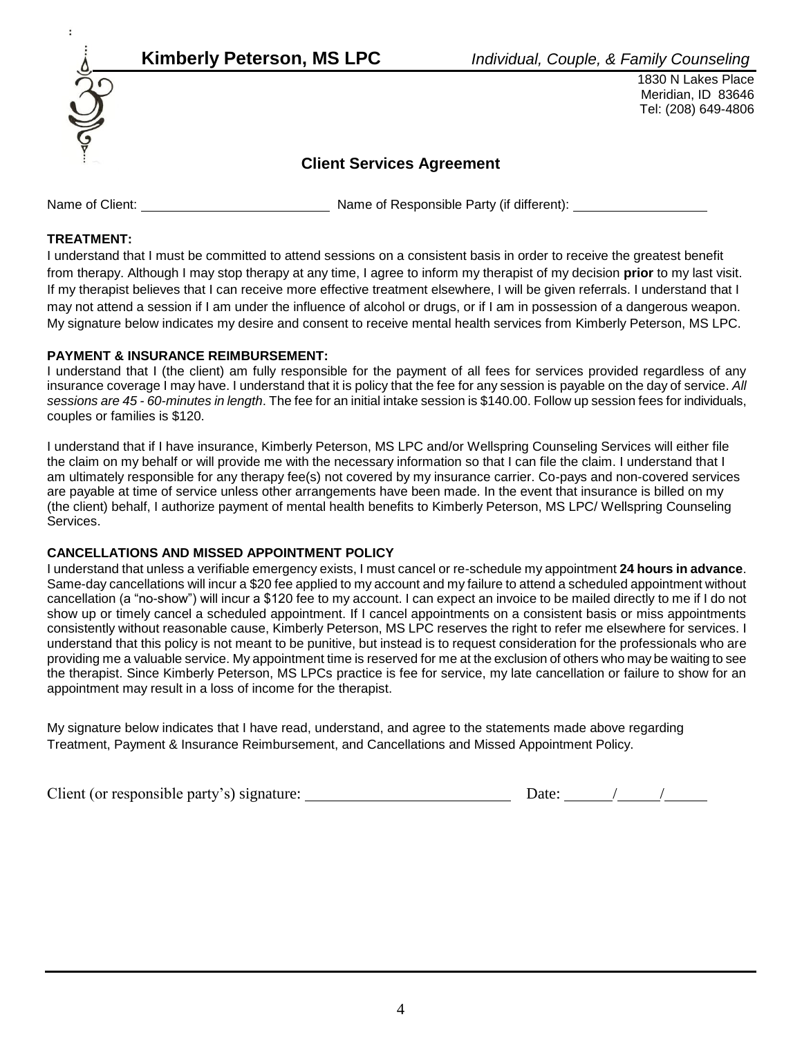**Kimberly Peterson, MS LPC** *Individual, Couple, & Family Counseling*

1830 N Lakes Place
Meridian, ID 83646
Tel: (208) 649-4806

## Client Services Agreement

Name of Client: ________________________ Name of Responsible Party (if different): ________________

**TREATMENT:**

I understand that I must be committed to attend sessions on a consistent basis in order to receive the greatest benefit from therapy. Although I may stop therapy at any time, I agree to inform my therapist of my decision **prior** to my last visit. If my therapist believes that I can receive more effective treatment elsewhere, I will be given referrals. I understand that I may not attend a session if I am under the influence of alcohol or drugs, or if I am in possession of a dangerous weapon. My signature below indicates my desire and consent to receive mental health services from Kimberly Peterson, MS LPC.

**PAYMENT & INSURANCE REIMBURSEMENT:**

I understand that I (the client) am fully responsible for the payment of all fees for services provided regardless of any insurance coverage I may have. I understand that it is policy that the fee for any session is payable on the day of service. *All sessions are 45 - 60-minutes in length*. The fee for an initial intake session is $140.00. Follow up session fees for individuals, couples or families is $120.

I understand that if I have insurance, Kimberly Peterson, MS LPC and/or Wellspring Counseling Services will either file the claim on my behalf or will provide me with the necessary information so that I can file the claim. I understand that I am ultimately responsible for any therapy fee(s) not covered by my insurance carrier. Co-pays and non-covered services are payable at time of service unless other arrangements have been made. In the event that insurance is billed on my (the client) behalf, I authorize payment of mental health benefits to Kimberly Peterson, MS LPC/ Wellspring Counseling Services.

**CANCELLATIONS AND MISSED APPOINTMENT POLICY**

I understand that unless a verifiable emergency exists, I must cancel or re-schedule my appointment **24 hours in advance**. Same-day cancellations will incur a $20 fee applied to my account and my failure to attend a scheduled appointment without cancellation (a "no-show") will incur a $120 fee to my account. I can expect an invoice to be mailed directly to me if I do not show up or timely cancel a scheduled appointment. If I cancel appointments on a consistent basis or miss appointments consistently without reasonable cause, Kimberly Peterson, MS LPC reserves the right to refer me elsewhere for services. I understand that this policy is not meant to be punitive, but instead is to request consideration for the professionals who are providing me a valuable service. My appointment time is reserved for me at the exclusion of others who may be waiting to see the therapist. Since Kimberly Peterson, MS LPCs practice is fee for service, my late cancellation or failure to show for an appointment may result in a loss of income for the therapist.

My signature below indicates that I have read, understand, and agree to the statements made above regarding Treatment, Payment & Insurance Reimbursement, and Cancellations and Missed Appointment Policy.

Client (or responsible party's) signature: ___________________________ Date: ______/_____/______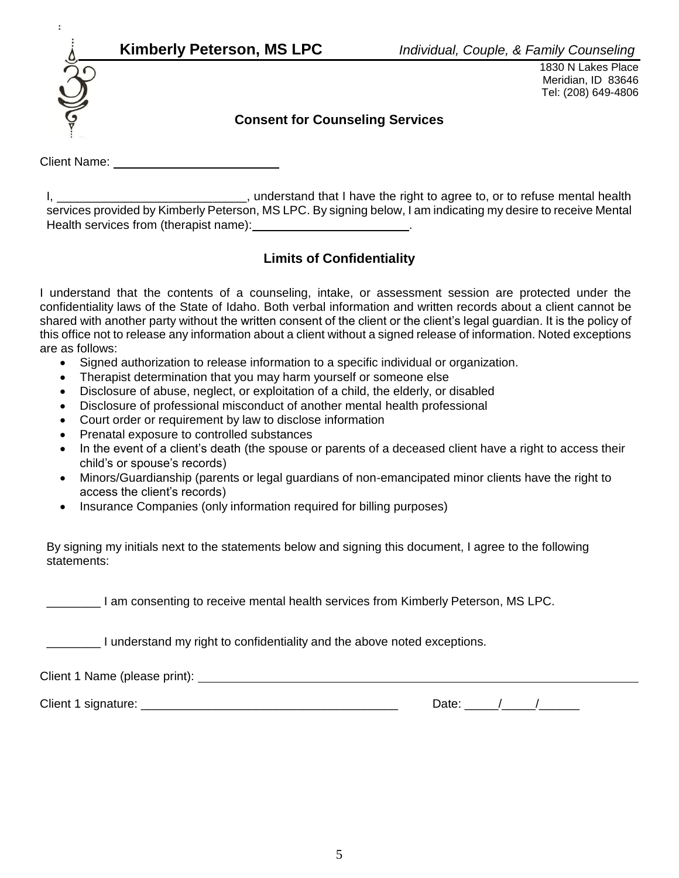**Kimberly Peterson, MS LPC** *Individual, Couple, & Family Counseling*

1830 N Lakes Place
Meridian, ID 83646
Tel: (208) 649-4806

## Consent for Counseling Services

Client Name: ________________________

I, ____________________________, understand that I have the right to agree to, or to refuse mental health services provided by Kimberly Peterson, MS LPC. By signing below, I am indicating my desire to receive Mental Health services from (therapist name):________________________.

## Limits of Confidentiality

I understand that the contents of a counseling, intake, or assessment session are protected under the confidentiality laws of the State of Idaho. Both verbal information and written records about a client cannot be shared with another party without the written consent of the client or the client's legal guardian. It is the policy of this office not to release any information about a client without a signed release of information. Noted exceptions are as follows:

- Signed authorization to release information to a specific individual or organization.
- Therapist determination that you may harm yourself or someone else
- Disclosure of abuse, neglect, or exploitation of a child, the elderly, or disabled
- Disclosure of professional misconduct of another mental health professional
- Court order or requirement by law to disclose information
- Prenatal exposure to controlled substances
- In the event of a client's death (the spouse or parents of a deceased client have a right to access their child's or spouse's records)
- Minors/Guardianship (parents or legal guardians of non-emancipated minor clients have the right to access the client's records)
- Insurance Companies (only information required for billing purposes)

By signing my initials next to the statements below and signing this document, I agree to the following statements:

________ I am consenting to receive mental health services from Kimberly Peterson, MS LPC.

________ I understand my right to confidentiality and the above noted exceptions.

Client 1 Name (please print): ______________________________________________

Client 1 signature: ______________________________________ Date: _____/_____/______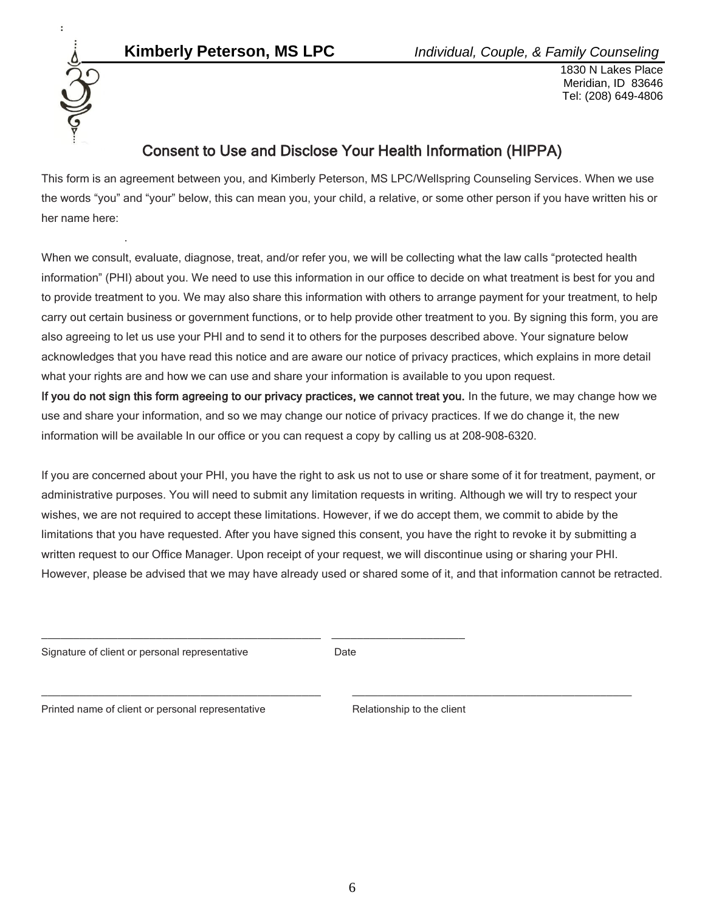**Kimberly Peterson, MS LPC** *Individual, Couple, & Family Counseling*

1830 N Lakes Place
Meridian, ID 83646
Tel: (208) 649-4806

## Consent to Use and Disclose Your Health Information (HIPPA)

This form is an agreement between you, and Kimberly Peterson, MS LPC/Wellspring Counseling Services. When we use the words "you" and "your" below, this can mean you, your child, a relative, or some other person if you have written his or her name here:

.

When we consult, evaluate, diagnose, treat, and/or refer you, we will be collecting what the law calls "protected health information" (PHI) about you. We need to use this information in our office to decide on what treatment is best for you and to provide treatment to you. We may also share this information with others to arrange payment for your treatment, to help carry out certain business or government functions, or to help provide other treatment to you. By signing this form, you are also agreeing to let us use your PHI and to send it to others for the purposes described above. Your signature below acknowledges that you have read this notice and are aware our notice of privacy practices, which explains in more detail what your rights are and how we can use and share your information is available to you upon request.

**If you do not sign this form agreeing to our privacy practices, we cannot treat you.** In the future, we may change how we use and share your information, and so we may change our notice of privacy practices. If we do change it, the new information will be available In our office or you can request a copy by calling us at 208-908-6320.

If you are concerned about your PHI, you have the right to ask us not to use or share some of it for treatment, payment, or administrative purposes. You will need to submit any limitation requests in writing. Although we will try to respect your wishes, we are not required to accept these limitations. However, if we do accept them, we commit to abide by the limitations that you have requested. After you have signed this consent, you have the right to revoke it by submitting a written request to our Office Manager. Upon receipt of your request, we will discontinue using or sharing your PHI. However, please be advised that we may have already used or shared some of it, and that information cannot be retracted.

_______________________________________________ ________________________

Signature of client or personal representative Date

_______________________________________________ ________________________________________________

Printed name of client or personal representative Relationship to the client